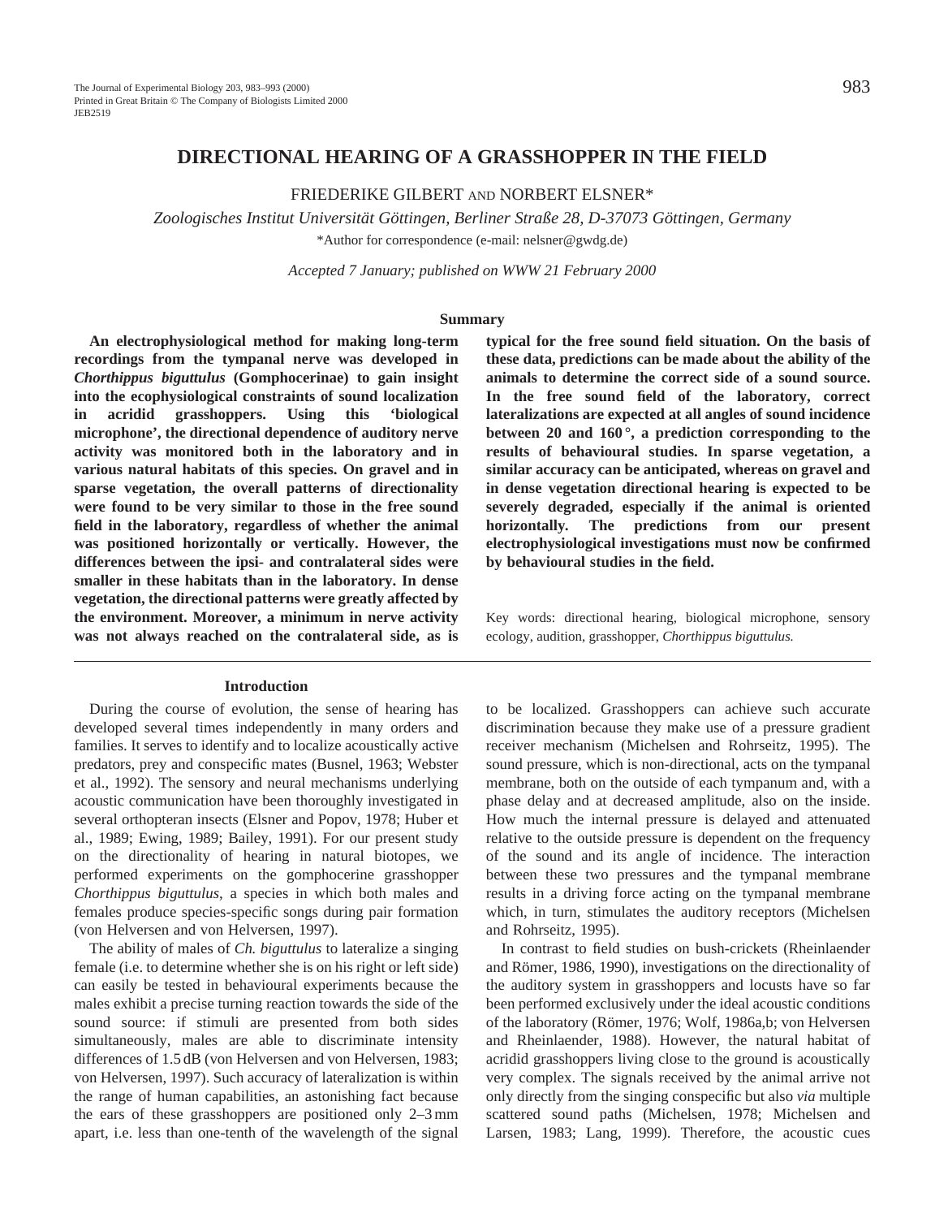# DIRECTIONAL HEARING OF A GRASSHOPPER IN THE FIELD

FRIEDERIKE GILBERT AND NORBERT ELSNER*

*Zoologisches Institut Universität Göttingen, Berliner Straße 28, D-37073 Göttingen, Germany*

*Author for correspondence (e-mail: nelsner@gwdg.de)

*Accepted 7 January; published on WWW 21 February 2000*

## Summary

**An electrophysiological method for making long-term recordings from the tympanal nerve was developed in *Chorthippus biguttulus* (Gomphocerinae) to gain insight into the ecophysiological constraints of sound localization in acridid grasshoppers. Using this 'biological microphone', the directional dependence of auditory nerve activity was monitored both in the laboratory and in various natural habitats of this species. On gravel and in sparse vegetation, the overall patterns of directionality were found to be very similar to those in the free sound field in the laboratory, regardless of whether the animal was positioned horizontally or vertically. However, the differences between the ipsi- and contralateral sides were smaller in these habitats than in the laboratory. In dense vegetation, the directional patterns were greatly affected by the environment. Moreover, a minimum in nerve activity was not always reached on the contralateral side, as is typical for the free sound field situation. On the basis of these data, predictions can be made about the ability of the animals to determine the correct side of a sound source. In the free sound field of the laboratory, correct lateralizations are expected at all angles of sound incidence between 20 and 160°, a prediction corresponding to the results of behavioural studies. In sparse vegetation, a similar accuracy can be anticipated, whereas on gravel and in dense vegetation directional hearing is expected to be severely degraded, especially if the animal is oriented horizontally. The predictions from our present electrophysiological investigations must now be confirmed by behavioural studies in the field.**

Key words: directional hearing, biological microphone, sensory ecology, audition, grasshopper, *Chorthippus biguttulus.*

## Introduction

During the course of evolution, the sense of hearing has developed several times independently in many orders and families. It serves to identify and to localize acoustically active predators, prey and conspecific mates (Busnel, 1963; Webster et al., 1992). The sensory and neural mechanisms underlying acoustic communication have been thoroughly investigated in several orthopteran insects (Elsner and Popov, 1978; Huber et al., 1989; Ewing, 1989; Bailey, 1991). For our present study on the directionality of hearing in natural biotopes, we performed experiments on the gomphocerine grasshopper *Chorthippus biguttulus*, a species in which both males and females produce species-specific songs during pair formation (von Helversen and von Helversen, 1997).

The ability of males of *Ch. biguttulus* to lateralize a singing female (i.e. to determine whether she is on his right or left side) can easily be tested in behavioural experiments because the males exhibit a precise turning reaction towards the side of the sound source: if stimuli are presented from both sides simultaneously, males are able to discriminate intensity differences of 1.5 dB (von Helversen and von Helversen, 1983; von Helversen, 1997). Such accuracy of lateralization is within the range of human capabilities, an astonishing fact because the ears of these grasshoppers are positioned only 2–3 mm apart, i.e. less than one-tenth of the wavelength of the signal to be localized. Grasshoppers can achieve such accurate discrimination because they make use of a pressure gradient receiver mechanism (Michelsen and Rohrseitz, 1995). The sound pressure, which is non-directional, acts on the tympanal membrane, both on the outside of each tympanum and, with a phase delay and at decreased amplitude, also on the inside. How much the internal pressure is delayed and attenuated relative to the outside pressure is dependent on the frequency of the sound and its angle of incidence. The interaction between these two pressures and the tympanal membrane results in a driving force acting on the tympanal membrane which, in turn, stimulates the auditory receptors (Michelsen and Rohrseitz, 1995).

In contrast to field studies on bush-crickets (Rheinlaender and Römer, 1986, 1990), investigations on the directionality of the auditory system in grasshoppers and locusts have so far been performed exclusively under the ideal acoustic conditions of the laboratory (Römer, 1976; Wolf, 1986a,b; von Helversen and Rheinlaender, 1988). However, the natural habitat of acridid grasshoppers living close to the ground is acoustically very complex. The signals received by the animal arrive not only directly from the singing conspecific but also *via* multiple scattered sound paths (Michelsen, 1978; Michelsen and Larsen, 1983; Lang, 1999). Therefore, the acoustic cues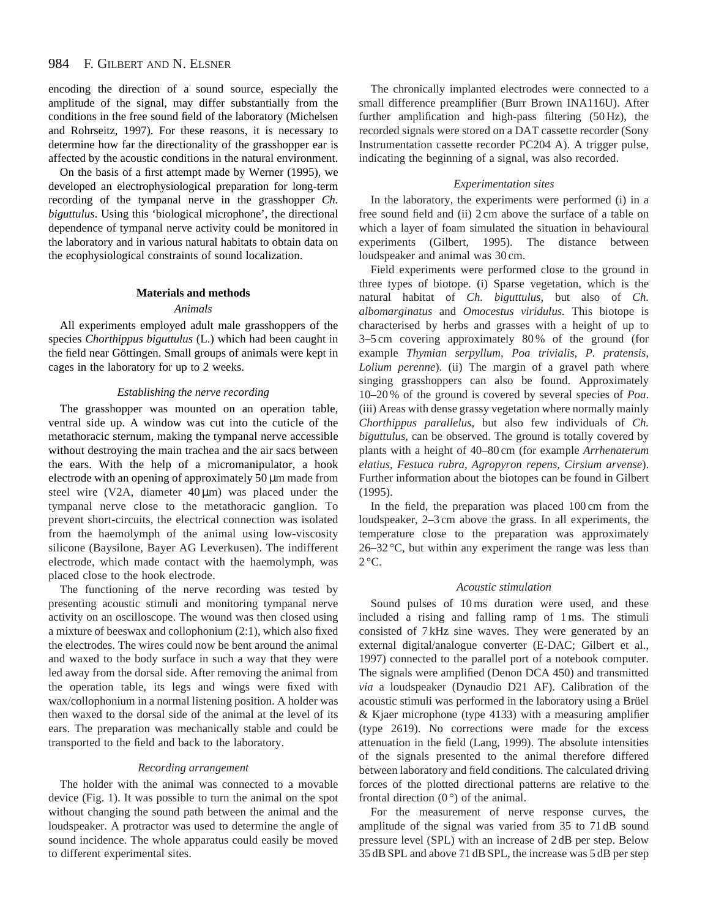encoding the direction of a sound source, especially the amplitude of the signal, may differ substantially from the conditions in the free sound field of the laboratory (Michelsen and Rohrseitz, 1997). For these reasons, it is necessary to determine how far the directionality of the grasshopper ear is affected by the acoustic conditions in the natural environment.

On the basis of a first attempt made by Werner (1995), we developed an electrophysiological preparation for long-term recording of the tympanal nerve in the grasshopper *Ch. biguttulus*. Using this 'biological microphone', the directional dependence of tympanal nerve activity could be monitored in the laboratory and in various natural habitats to obtain data on the ecophysiological constraints of sound localization.

## Materials and methods

### *Animals*

All experiments employed adult male grasshoppers of the species *Chorthippus biguttulus* (L.) which had been caught in the field near Göttingen. Small groups of animals were kept in cages in the laboratory for up to 2 weeks.

### *Establishing the nerve recording*

The grasshopper was mounted on an operation table, ventral side up. A window was cut into the cuticle of the metathoracic sternum, making the tympanal nerve accessible without destroying the main trachea and the air sacs between the ears. With the help of a micromanipulator, a hook electrode with an opening of approximately 50 μm made from steel wire (V2A, diameter 40 μm) was placed under the tympanal nerve close to the metathoracic ganglion. To prevent short-circuits, the electrical connection was isolated from the haemolymph of the animal using low-viscosity silicone (Baysilone, Bayer AG Leverkusen). The indifferent electrode, which made contact with the haemolymph, was placed close to the hook electrode.

The functioning of the nerve recording was tested by presenting acoustic stimuli and monitoring tympanal nerve activity on an oscilloscope. The wound was then closed using a mixture of beeswax and collophonium (2:1), which also fixed the electrodes. The wires could now be bent around the animal and waxed to the body surface in such a way that they were led away from the dorsal side. After removing the animal from the operation table, its legs and wings were fixed with wax/collophonium in a normal listening position. A holder was then waxed to the dorsal side of the animal at the level of its ears. The preparation was mechanically stable and could be transported to the field and back to the laboratory.

### *Recording arrangement*

The holder with the animal was connected to a movable device (Fig. 1). It was possible to turn the animal on the spot without changing the sound path between the animal and the loudspeaker. A protractor was used to determine the angle of sound incidence. The whole apparatus could easily be moved to different experimental sites.

The chronically implanted electrodes were connected to a small difference preamplifier (Burr Brown INA116U). After further amplification and high-pass filtering (50 Hz), the recorded signals were stored on a DAT cassette recorder (Sony Instrumentation cassette recorder PC204 A). A trigger pulse, indicating the beginning of a signal, was also recorded.

### *Experimentation sites*

In the laboratory, the experiments were performed (i) in a free sound field and (ii) 2 cm above the surface of a table on which a layer of foam simulated the situation in behavioural experiments (Gilbert, 1995). The distance between loudspeaker and animal was 30 cm.

Field experiments were performed close to the ground in three types of biotope. (i) Sparse vegetation, which is the natural habitat of *Ch. biguttulus*, but also of *Ch. albomarginatus* and *Omocestus viridulus*. This biotope is characterised by herbs and grasses with a height of up to 3–5 cm covering approximately 80 % of the ground (for example *Thymian serpyllum*, *Poa trivialis*, *P. pratensis*, *Lolium perenne*). (ii) The margin of a gravel path where singing grasshoppers can also be found. Approximately 10–20 % of the ground is covered by several species of *Poa*. (iii) Areas with dense grassy vegetation where normally mainly *Chorthippus parallelus*, but also few individuals of *Ch. biguttulus*, can be observed. The ground is totally covered by plants with a height of 40–80 cm (for example *Arrhenaterum elatius*, *Festuca rubra*, *Agropyron repens*, *Cirsium arvense*). Further information about the biotopes can be found in Gilbert (1995).

In the field, the preparation was placed 100 cm from the loudspeaker, 2–3 cm above the grass. In all experiments, the temperature close to the preparation was approximately 26–32 °C, but within any experiment the range was less than 2 °C.

### *Acoustic stimulation*

Sound pulses of 10 ms duration were used, and these included a rising and falling ramp of 1 ms. The stimuli consisted of 7 kHz sine waves. They were generated by an external digital/analogue converter (E-DAC; Gilbert et al., 1997) connected to the parallel port of a notebook computer. The signals were amplified (Denon DCA 450) and transmitted *via* a loudspeaker (Dynaudio D21 AF). Calibration of the acoustic stimuli was performed in the laboratory using a Brüel & Kjaer microphone (type 4133) with a measuring amplifier (type 2619). No corrections were made for the excess attenuation in the field (Lang, 1999). The absolute intensities of the signals presented to the animal therefore differed between laboratory and field conditions. The calculated driving forces of the plotted directional patterns are relative to the frontal direction (0 °) of the animal.

For the measurement of nerve response curves, the amplitude of the signal was varied from 35 to 71 dB sound pressure level (SPL) with an increase of 2 dB per step. Below 35 dB SPL and above 71 dB SPL, the increase was 5 dB per step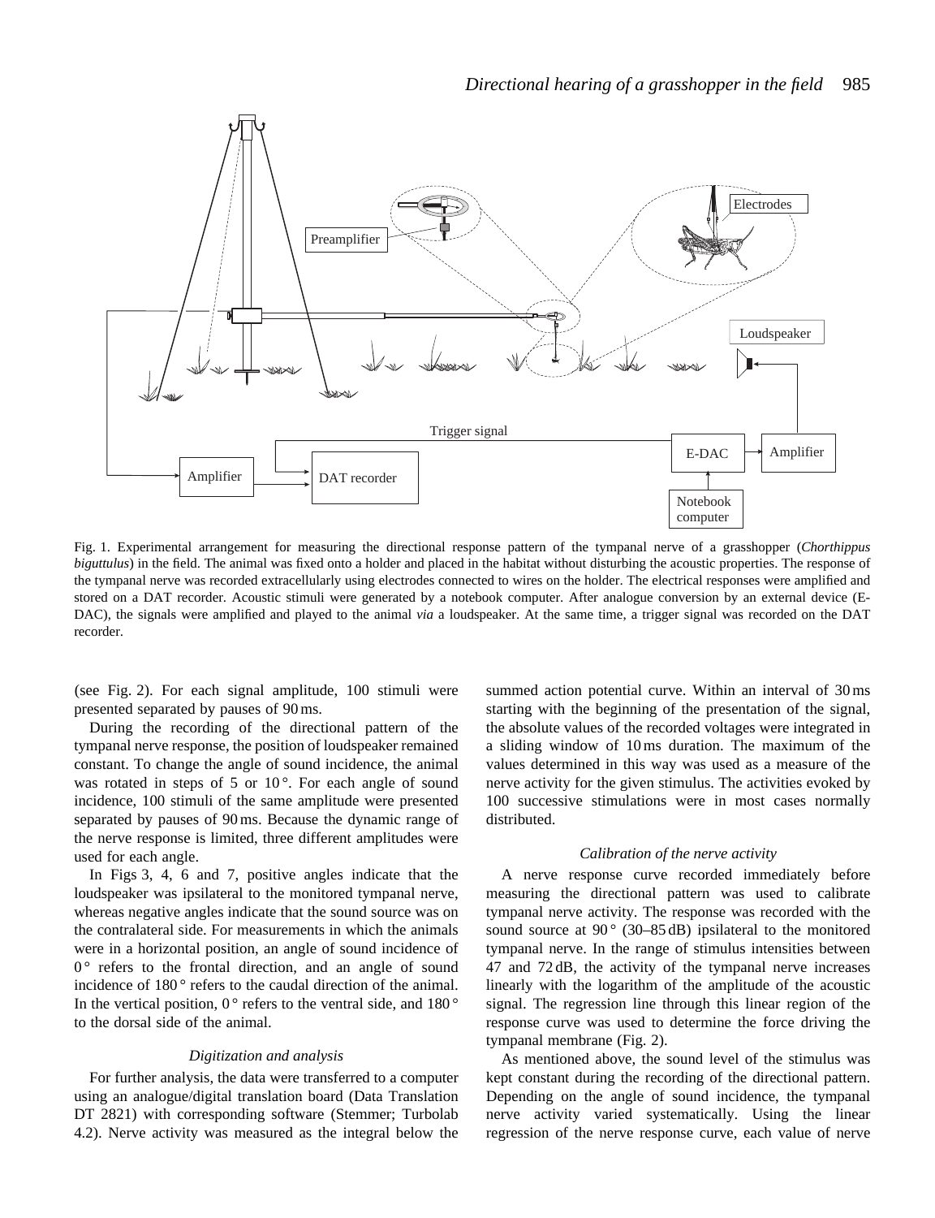Fig. 1. Experimental arrangement for measuring the directional response pattern of the tympanal nerve of a grasshopper (*Chorthippus biguttulus*) in the field. The animal was fixed onto a holder and placed in the habitat without disturbing the acoustic properties. The response of the tympanal nerve was recorded extracellularly using electrodes connected to wires on the holder. The electrical responses were amplified and stored on a DAT recorder. Acoustic stimuli were generated by a notebook computer. After analogue conversion by an external device (E-DAC), the signals were amplified and played to the animal *via* a loudspeaker. At the same time, a trigger signal was recorded on the DAT recorder.

(see Fig. 2). For each signal amplitude, 100 stimuli were presented separated by pauses of 90 ms.

During the recording of the directional pattern of the tympanal nerve response, the position of loudspeaker remained constant. To change the angle of sound incidence, the animal was rotated in steps of 5 or 10°. For each angle of sound incidence, 100 stimuli of the same amplitude were presented separated by pauses of 90 ms. Because the dynamic range of the nerve response is limited, three different amplitudes were used for each angle.

In Figs 3, 4, 6 and 7, positive angles indicate that the loudspeaker was ipsilateral to the monitored tympanal nerve, whereas negative angles indicate that the sound source was on the contralateral side. For measurements in which the animals were in a horizontal position, an angle of sound incidence of 0° refers to the frontal direction, and an angle of sound incidence of 180° refers to the caudal direction of the animal. In the vertical position, 0° refers to the ventral side, and 180° to the dorsal side of the animal.

### *Digitization and analysis*

For further analysis, the data were transferred to a computer using an analogue/digital translation board (Data Translation DT 2821) with corresponding software (Stemmer; Turbolab 4.2). Nerve activity was measured as the integral below the summed action potential curve. Within an interval of 30 ms starting with the beginning of the presentation of the signal, the absolute values of the recorded voltages were integrated in a sliding window of 10 ms duration. The maximum of the values determined in this way was used as a measure of the nerve activity for the given stimulus. The activities evoked by 100 successive stimulations were in most cases normally distributed.

### *Calibration of the nerve activity*

A nerve response curve recorded immediately before measuring the directional pattern was used to calibrate tympanal nerve activity. The response was recorded with the sound source at 90° (30–85 dB) ipsilateral to the monitored tympanal nerve. In the range of stimulus intensities between 47 and 72 dB, the activity of the tympanal nerve increases linearly with the logarithm of the amplitude of the acoustic signal. The regression line through this linear region of the response curve was used to determine the force driving the tympanal membrane (Fig. 2).

As mentioned above, the sound level of the stimulus was kept constant during the recording of the directional pattern. Depending on the angle of sound incidence, the tympanal nerve activity varied systematically. Using the linear regression of the nerve response curve, each value of nerve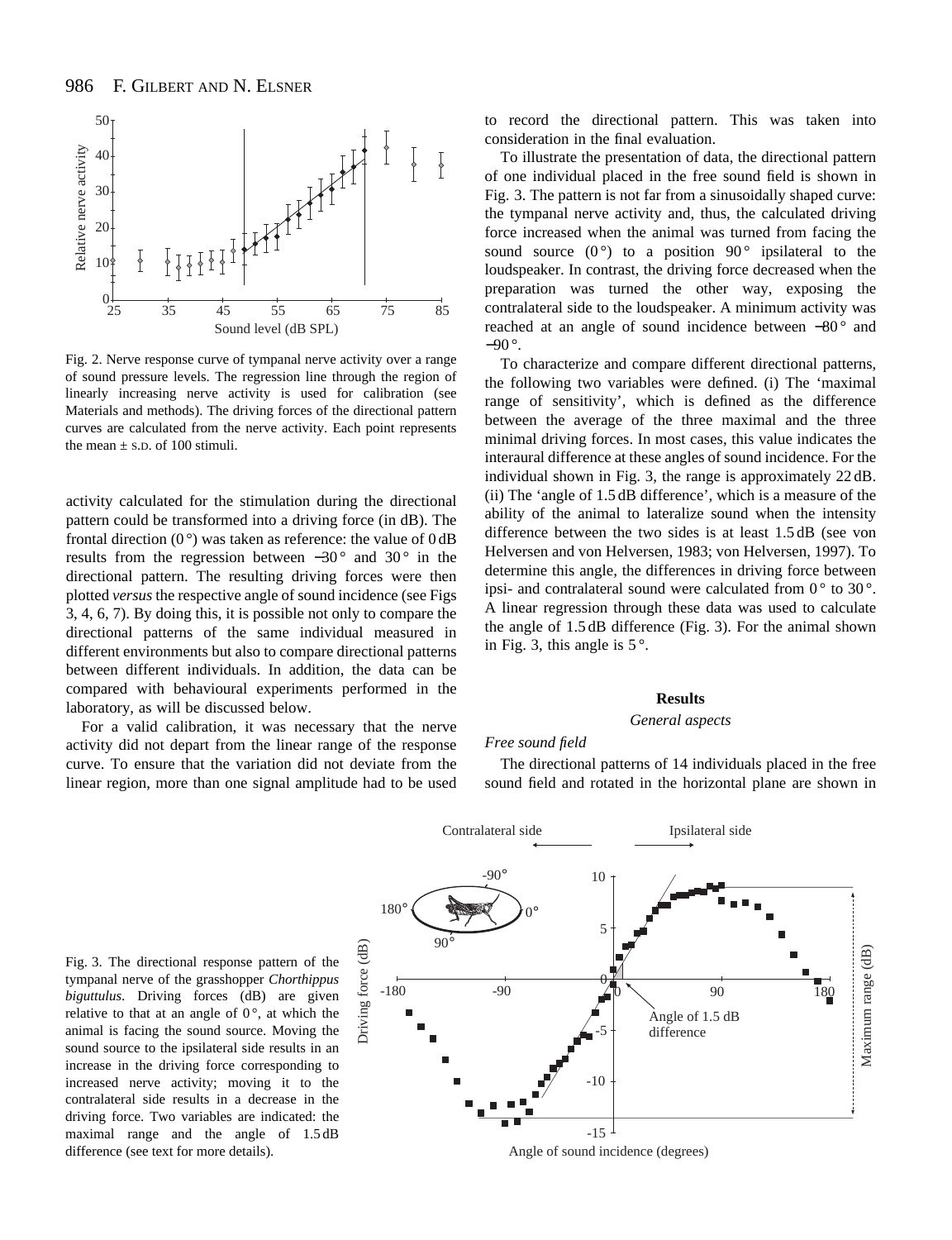Fig. 2. Nerve response curve of tympanal nerve activity over a range of sound pressure levels. The regression line through the region of linearly increasing nerve activity is used for calibration (see Materials and methods). The driving forces of the directional pattern curves are calculated from the nerve activity. Each point represents the mean ± S.D. of 100 stimuli.

activity calculated for the stimulation during the directional pattern could be transformed into a driving force (in dB). The frontal direction (0 °) was taken as reference: the value of 0 dB results from the regression between −30 ° and 30 ° in the directional pattern. The resulting driving forces were then plotted *versus* the respective angle of sound incidence (see Figs 3, 4, 6, 7). By doing this, it is possible not only to compare the directional patterns of the same individual measured in different environments but also to compare directional patterns between different individuals. In addition, the data can be compared with behavioural experiments performed in the laboratory, as will be discussed below.

For a valid calibration, it was necessary that the nerve activity did not depart from the linear range of the response curve. To ensure that the variation did not deviate from the linear region, more than one signal amplitude had to be used to record the directional pattern. This was taken into consideration in the final evaluation.

To illustrate the presentation of data, the directional pattern of one individual placed in the free sound field is shown in Fig. 3. The pattern is not far from a sinusoidally shaped curve: the tympanal nerve activity and, thus, the calculated driving force increased when the animal was turned from facing the sound source (0 °) to a position 90 ° ipsilateral to the loudspeaker. In contrast, the driving force decreased when the preparation was turned the other way, exposing the contralateral side to the loudspeaker. A minimum activity was reached at an angle of sound incidence between −80 ° and −90 °.

To characterize and compare different directional patterns, the following two variables were defined. (i) The 'maximal range of sensitivity', which is defined as the difference between the average of the three maximal and the three minimal driving forces. In most cases, this value indicates the interaural difference at these angles of sound incidence. For the individual shown in Fig. 3, the range is approximately 22 dB. (ii) The 'angle of 1.5 dB difference', which is a measure of the ability of the animal to lateralize sound when the intensity difference between the two sides is at least 1.5 dB (see von Helversen and von Helversen, 1983; von Helversen, 1997). To determine this angle, the differences in driving force between ipsi- and contralateral sound were calculated from 0 ° to 30 °. A linear regression through these data was used to calculate the angle of 1.5 dB difference (Fig. 3). For the animal shown in Fig. 3, this angle is 5 °.

## Results

### *General aspects*

#### *Free sound field*

The directional patterns of 14 individuals placed in the free sound field and rotated in the horizontal plane are shown in

Fig. 3. The directional response pattern of the tympanal nerve of the grasshopper *Chorthippus biguttulus*. Driving forces (dB) are given relative to that at an angle of 0 °, at which the animal is facing the sound source. Moving the sound source to the ipsilateral side results in an increase in the driving force corresponding to increased nerve activity; moving it to the contralateral side results in a decrease in the driving force. Two variables are indicated: the maximal range and the angle of 1.5 dB difference (see text for more details).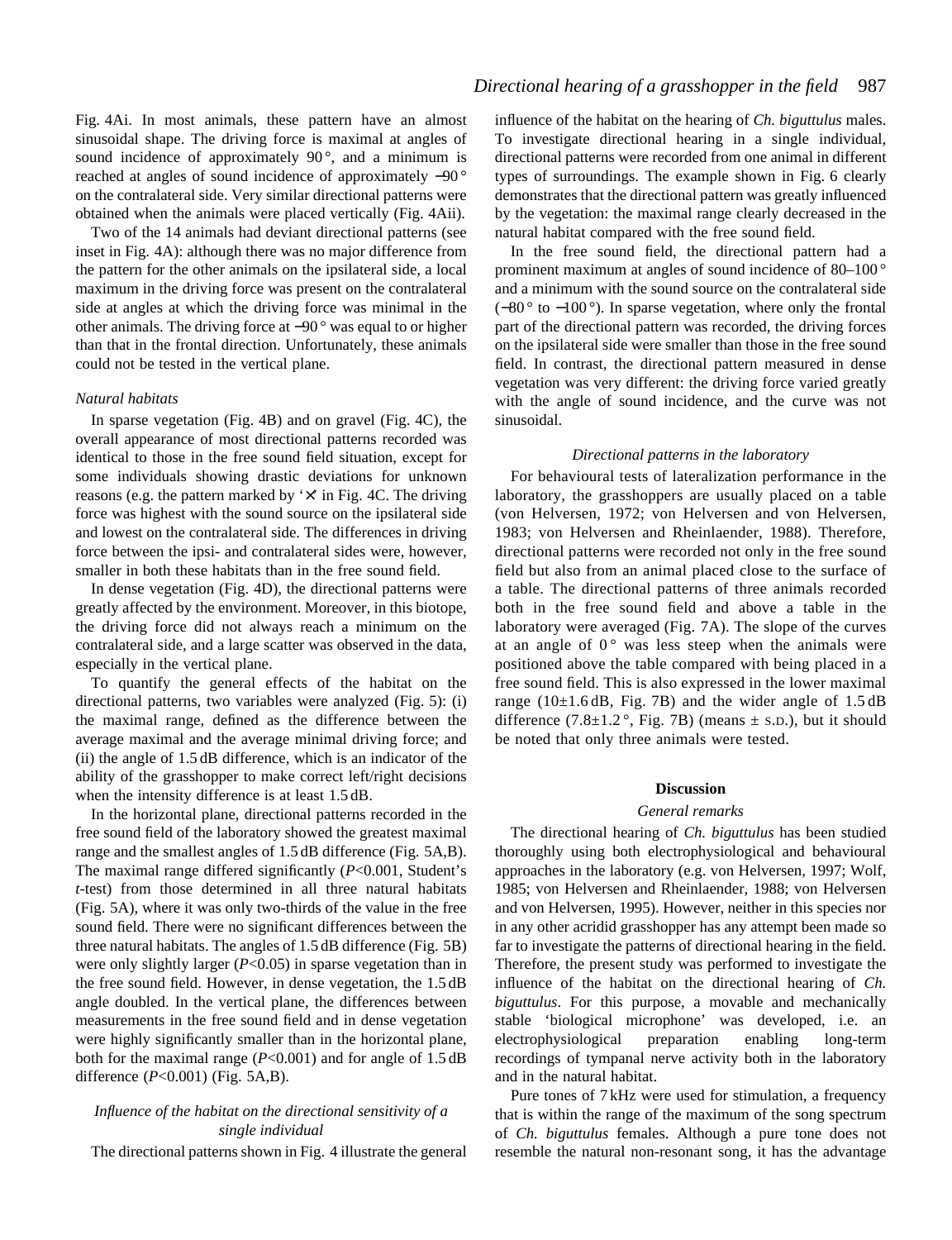Fig. 4Ai. In most animals, these pattern have an almost sinusoidal shape. The driving force is maximal at angles of sound incidence of approximately 90°, and a minimum is reached at angles of sound incidence of approximately −90° on the contralateral side. Very similar directional patterns were obtained when the animals were placed vertically (Fig. 4Aii).

Two of the 14 animals had deviant directional patterns (see inset in Fig. 4A): although there was no major difference from the pattern for the other animals on the ipsilateral side, a local maximum in the driving force was present on the contralateral side at angles at which the driving force was minimal in the other animals. The driving force at −90° was equal to or higher than that in the frontal direction. Unfortunately, these animals could not be tested in the vertical plane.

### *Natural habitats*

In sparse vegetation (Fig. 4B) and on gravel (Fig. 4C), the overall appearance of most directional patterns recorded was identical to those in the free sound field situation, except for some individuals showing drastic deviations for unknown reasons (e.g. the pattern marked by '×' in Fig. 4C. The driving force was highest with the sound source on the ipsilateral side and lowest on the contralateral side. The differences in driving force between the ipsi- and contralateral sides were, however, smaller in both these habitats than in the free sound field.

In dense vegetation (Fig. 4D), the directional patterns were greatly affected by the environment. Moreover, in this biotope, the driving force did not always reach a minimum on the contralateral side, and a large scatter was observed in the data, especially in the vertical plane.

To quantify the general effects of the habitat on the directional patterns, two variables were analyzed (Fig. 5): (i) the maximal range, defined as the difference between the average maximal and the average minimal driving force; and (ii) the angle of 1.5 dB difference, which is an indicator of the ability of the grasshopper to make correct left/right decisions when the intensity difference is at least 1.5 dB.

In the horizontal plane, directional patterns recorded in the free sound field of the laboratory showed the greatest maximal range and the smallest angles of 1.5 dB difference (Fig. 5A,B). The maximal range differed significantly ($P<0.001$, Student's *t*-test) from those determined in all three natural habitats (Fig. 5A), where it was only two-thirds of the value in the free sound field. There were no significant differences between the three natural habitats. The angles of 1.5 dB difference (Fig. 5B) were only slightly larger ($P<0.05$) in sparse vegetation than in the free sound field. However, in dense vegetation, the 1.5 dB angle doubled. In the vertical plane, the differences between measurements in the free sound field and in dense vegetation were highly significantly smaller than in the horizontal plane, both for the maximal range ($P<0.001$) and for angle of 1.5 dB difference ($P<0.001$) (Fig. 5A,B).

### *Influence of the habitat on the directional sensitivity of a single individual*

The directional patterns shown in Fig. 4 illustrate the general influence of the habitat on the hearing of *Ch. biguttulus* males. To investigate directional hearing in a single individual, directional patterns were recorded from one animal in different types of surroundings. The example shown in Fig. 6 clearly demonstrates that the directional pattern was greatly influenced by the vegetation: the maximal range clearly decreased in the natural habitat compared with the free sound field.

In the free sound field, the directional pattern had a prominent maximum at angles of sound incidence of 80–100° and a minimum with the sound source on the contralateral side (−80° to −100°). In sparse vegetation, where only the frontal part of the directional pattern was recorded, the driving forces on the ipsilateral side were smaller than those in the free sound field. In contrast, the directional pattern measured in dense vegetation was very different: the driving force varied greatly with the angle of sound incidence, and the curve was not sinusoidal.

### *Directional patterns in the laboratory*

For behavioural tests of lateralization performance in the laboratory, the grasshoppers are usually placed on a table (von Helversen, 1972; von Helversen and von Helversen, 1983; von Helversen and Rheinlaender, 1988). Therefore, directional patterns were recorded not only in the free sound field but also from an animal placed close to the surface of a table. The directional patterns of three animals recorded both in the free sound field and above a table in the laboratory were averaged (Fig. 7A). The slope of the curves at an angle of 0° was less steep when the animals were positioned above the table compared with being placed in a free sound field. This is also expressed in the lower maximal range (10±1.6 dB, Fig. 7B) and the wider angle of 1.5 dB difference (7.8±1.2°, Fig. 7B) (means ± S.D.), but it should be noted that only three animals were tested.

## Discussion

### *General remarks*

The directional hearing of *Ch. biguttulus* has been studied thoroughly using both electrophysiological and behavioural approaches in the laboratory (e.g. von Helversen, 1997; Wolf, 1985; von Helversen and Rheinlaender, 1988; von Helversen and von Helversen, 1995). However, neither in this species nor in any other acridid grasshopper has any attempt been made so far to investigate the patterns of directional hearing in the field. Therefore, the present study was performed to investigate the influence of the habitat on the directional hearing of *Ch. biguttulus*. For this purpose, a movable and mechanically stable 'biological microphone' was developed, i.e. an electrophysiological preparation enabling long-term recordings of tympanal nerve activity both in the laboratory and in the natural habitat.

Pure tones of 7 kHz were used for stimulation, a frequency that is within the range of the maximum of the song spectrum of *Ch. biguttulus* females. Although a pure tone does not resemble the natural non-resonant song, it has the advantage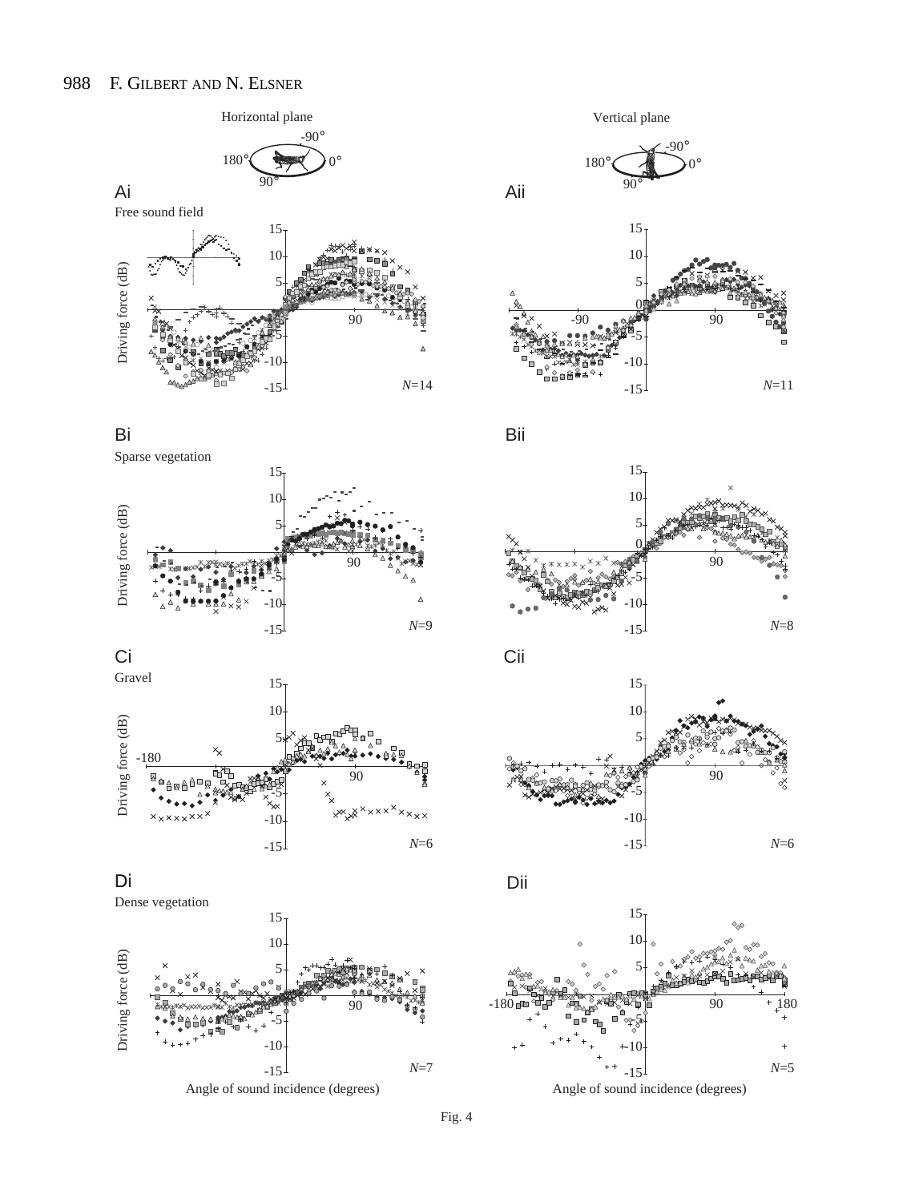Fig. 4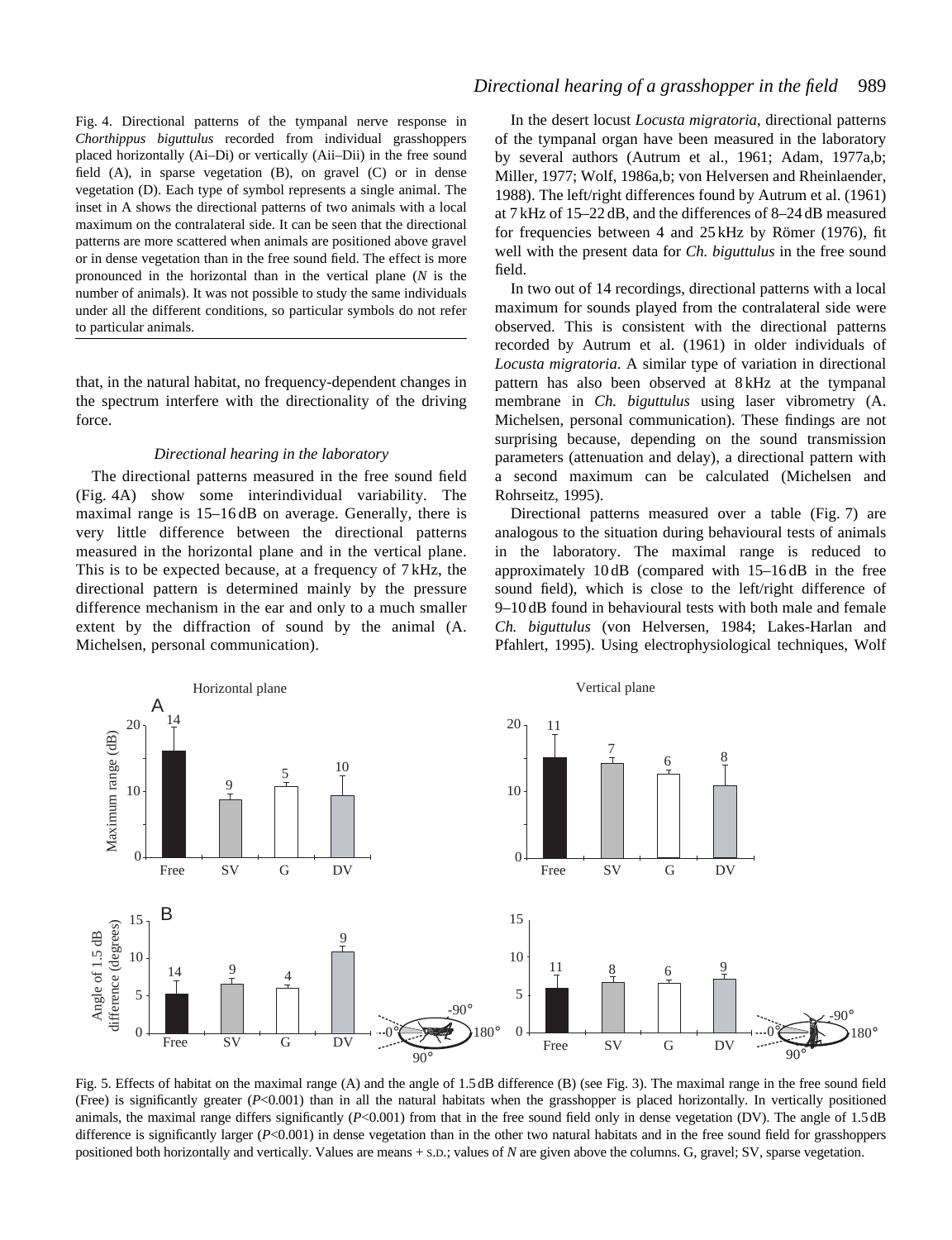Fig. 4. Directional patterns of the tympanal nerve response in *Chorthippus biguttulus* recorded from individual grasshoppers placed horizontally (Ai–Di) or vertically (Aii–Dii) in the free sound field (A), in sparse vegetation (B), on gravel (C) or in dense vegetation (D). Each type of symbol represents a single animal. The inset in A shows the directional patterns of two animals with a local maximum on the contralateral side. It can be seen that the directional patterns are more scattered when animals are positioned above gravel or in dense vegetation than in the free sound field. The effect is more pronounced in the horizontal than in the vertical plane (*N* is the number of animals). It was not possible to study the same individuals under all the different conditions, so particular symbols do not refer to particular animals.

that, in the natural habitat, no frequency-dependent changes in the spectrum interfere with the directionality of the driving force.

### *Directional hearing in the laboratory*

The directional patterns measured in the free sound field (Fig. 4A) show some interindividual variability. The maximal range is 15–16 dB on average. Generally, there is very little difference between the directional patterns measured in the horizontal plane and in the vertical plane. This is to be expected because, at a frequency of 7 kHz, the directional pattern is determined mainly by the pressure difference mechanism in the ear and only to a much smaller extent by the diffraction of sound by the animal (A. Michelsen, personal communication).

In the desert locust *Locusta migratoria*, directional patterns of the tympanal organ have been measured in the laboratory by several authors (Autrum et al., 1961; Adam, 1977a,b; Miller, 1977; Wolf, 1986a,b; von Helversen and Rheinlaender, 1988). The left/right differences found by Autrum et al. (1961) at 7 kHz of 15–22 dB, and the differences of 8–24 dB measured for frequencies between 4 and 25 kHz by Römer (1976), fit well with the present data for *Ch. biguttulus* in the free sound field.

In two out of 14 recordings, directional patterns with a local maximum for sounds played from the contralateral side were observed. This is consistent with the directional patterns recorded by Autrum et al. (1961) in older individuals of *Locusta migratoria*. A similar type of variation in directional pattern has also been observed at 8 kHz at the tympanal membrane in *Ch. biguttulus* using laser vibrometry (A. Michelsen, personal communication). These findings are not surprising because, depending on the sound transmission parameters (attenuation and delay), a directional pattern with a second maximum can be calculated (Michelsen and Rohrseitz, 1995).

Directional patterns measured over a table (Fig. 7) are analogous to the situation during behavioural tests of animals in the laboratory. The maximal range is reduced to approximately 10 dB (compared with 15–16 dB in the free sound field), which is close to the left/right difference of 9–10 dB found in behavioural tests with both male and female *Ch. biguttulus* (von Helversen, 1984; Lakes-Harlan and Pfahlert, 1995). Using electrophysiological techniques, Wolf

Fig. 5. Effects of habitat on the maximal range (A) and the angle of 1.5 dB difference (B) (see Fig. 3). The maximal range in the free sound field (Free) is significantly greater ($P<0.001$) than in all the natural habitats when the grasshopper is placed horizontally. In vertically positioned animals, the maximal range differs significantly ($P<0.001$) from that in the free sound field only in dense vegetation (DV). The angle of 1.5 dB difference is significantly larger ($P<0.001$) in dense vegetation than in the other two natural habitats and in the free sound field for grasshoppers positioned both horizontally and vertically. Values are means + S.D.; values of *N* are given above the columns. G, gravel; SV, sparse vegetation.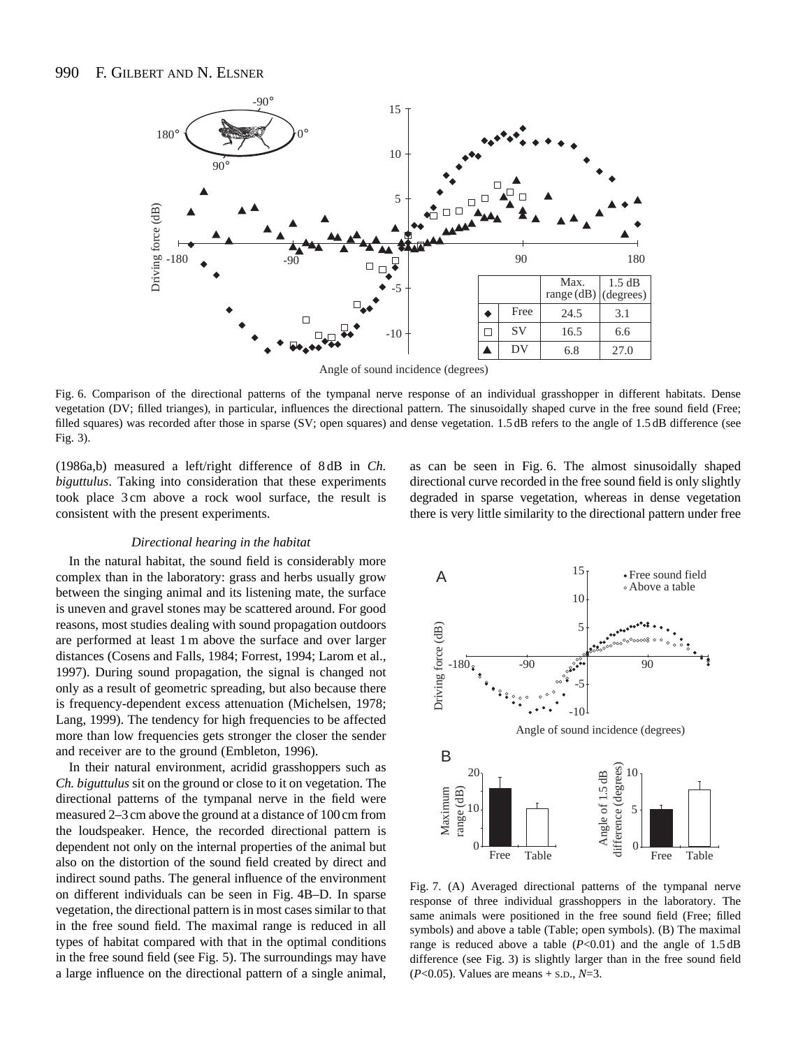| | | Max. range (dB) | 1.5 dB (degrees) |
|---|---|---|---|
| ◆ | Free | 24.5 | 3.1 |
| □ | SV | 16.5 | 6.6 |
| ▲ | DV | 6.8 | 27.0 |

Fig. 6. Comparison of the directional patterns of the tympanal nerve response of an individual grasshopper in different habitats. Dense vegetation (DV; filled triangles), in particular, influences the directional pattern. The sinusoidally shaped curve in the free sound field (Free; filled squares) was recorded after those in sparse (SV; open squares) and dense vegetation. 1.5 dB refers to the angle of 1.5 dB difference (see Fig. 3).

(1986a,b) measured a left/right difference of 8 dB in *Ch. biguttulus*. Taking into consideration that these experiments took place 3 cm above a rock wool surface, the result is consistent with the present experiments.

### *Directional hearing in the habitat*

In the natural habitat, the sound field is considerably more complex than in the laboratory: grass and herbs usually grow between the singing animal and its listening mate, the surface is uneven and gravel stones may be scattered around. For good reasons, most studies dealing with sound propagation outdoors are performed at least 1 m above the surface and over larger distances (Cosens and Falls, 1984; Forrest, 1994; Larom et al., 1997). During sound propagation, the signal is changed not only as a result of geometric spreading, but also because there is frequency-dependent excess attenuation (Michelsen, 1978; Lang, 1999). The tendency for high frequencies to be affected more than low frequencies gets stronger the closer the sender and receiver are to the ground (Embleton, 1996).

In their natural environment, acridid grasshoppers such as *Ch. biguttulus* sit on the ground or close to it on vegetation. The directional patterns of the tympanal nerve in the field were measured 2–3 cm above the ground at a distance of 100 cm from the loudspeaker. Hence, the recorded directional pattern is dependent not only on the internal properties of the animal but also on the distortion of the sound field created by direct and indirect sound paths. The general influence of the environment on different individuals can be seen in Fig. 4B–D. In sparse vegetation, the directional pattern is in most cases similar to that in the free sound field. The maximal range is reduced in all types of habitat compared with that in the optimal conditions in the free sound field (see Fig. 5). The surroundings may have a large influence on the directional pattern of a single animal, as can be seen in Fig. 6. The almost sinusoidally shaped directional curve recorded in the free sound field is only slightly degraded in sparse vegetation, whereas in dense vegetation there is very little similarity to the directional pattern under free

Fig. 7. (A) Averaged directional patterns of the tympanal nerve response of three individual grasshoppers in the laboratory. The same animals were positioned in the free sound field (Free; filled symbols) and above a table (Table; open symbols). (B) The maximal range is reduced above a table ($P<0.01$) and the angle of 1.5 dB difference (see Fig. 3) is slightly larger than in the free sound field ($P<0.05$). Values are means + S.D., $N=3$.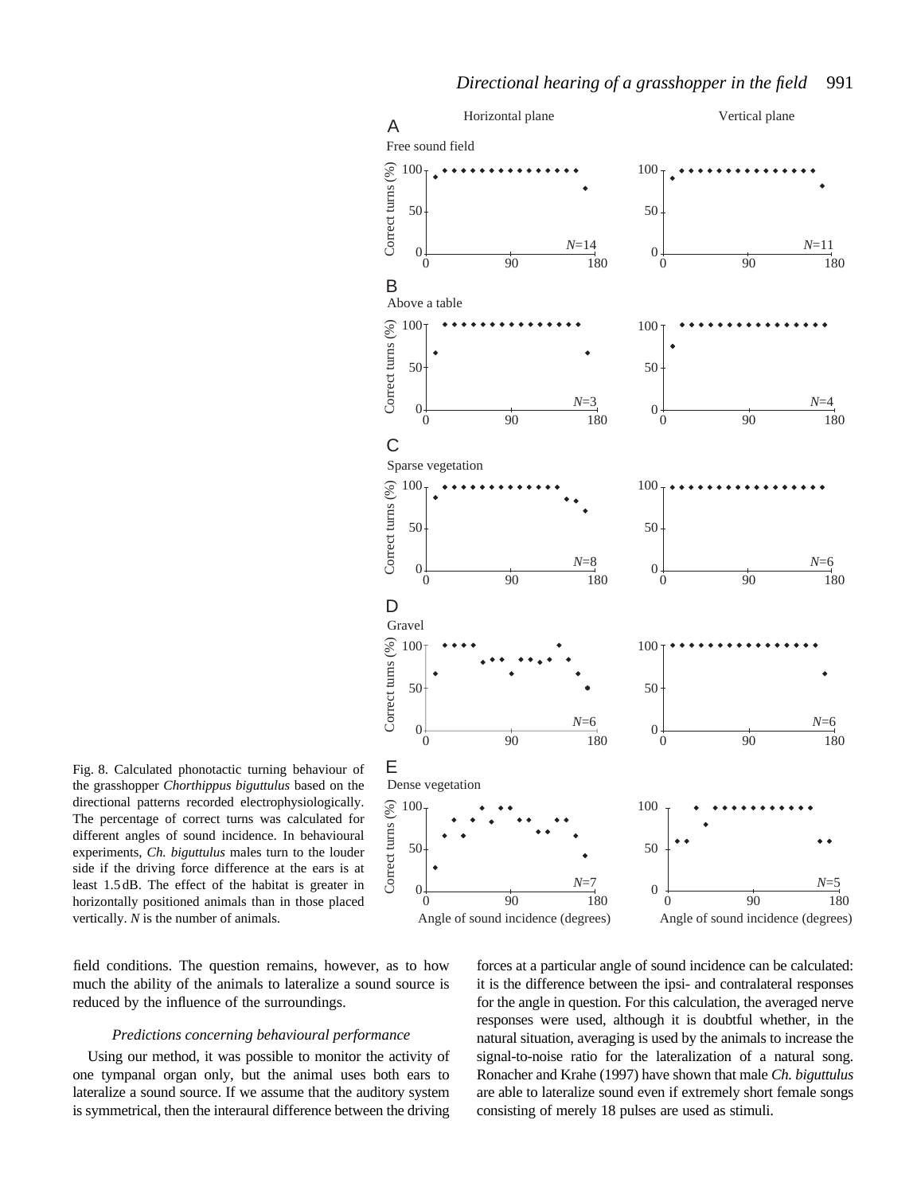Fig. 8. Calculated phonotactic turning behaviour of the grasshopper *Chorthippus biguttulus* based on the directional patterns recorded electrophysiologically. The percentage of correct turns was calculated for different angles of sound incidence. In behavioural experiments, *Ch. biguttulus* males turn to the louder side if the driving force difference at the ears is at least 1.5 dB. The effect of the habitat is greater in horizontally positioned animals than in those placed vertically. *N* is the number of animals.

field conditions. The question remains, however, as to how much the ability of the animals to lateralize a sound source is reduced by the influence of the surroundings.

### *Predictions concerning behavioural performance*

Using our method, it was possible to monitor the activity of one tympanal organ only, but the animal uses both ears to lateralize a sound source. If we assume that the auditory system is symmetrical, then the interaural difference between the driving forces at a particular angle of sound incidence can be calculated: it is the difference between the ipsi- and contralateral responses for the angle in question. For this calculation, the averaged nerve responses were used, although it is doubtful whether, in the natural situation, averaging is used by the animals to increase the signal-to-noise ratio for the lateralization of a natural song. Ronacher and Krahe (1997) have shown that male *Ch. biguttulus* are able to lateralize sound even if extremely short female songs consisting of merely 18 pulses are used as stimuli.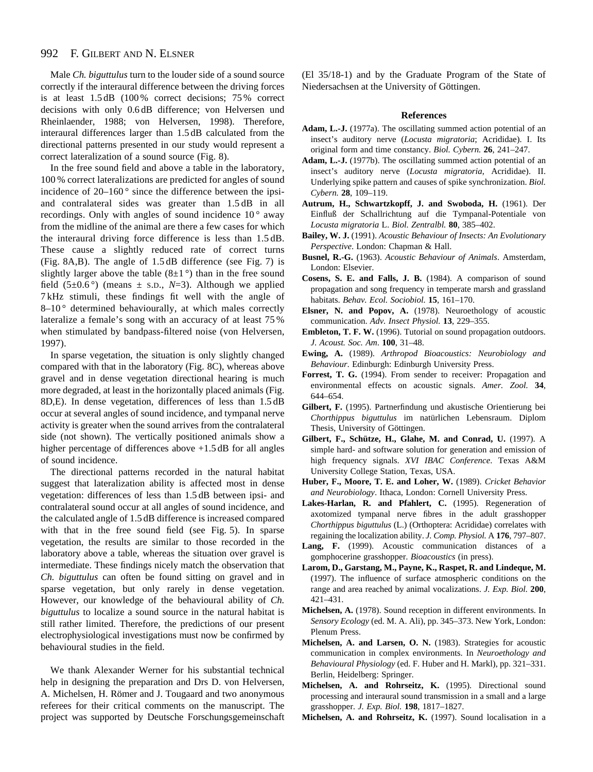Male *Ch. biguttulus* turn to the louder side of a sound source correctly if the interaural difference between the driving forces is at least 1.5 dB (100 % correct decisions; 75 % correct decisions with only 0.6 dB difference; von Helversen und Rheinlaender, 1988; von Helversen, 1998). Therefore, interaural differences larger than 1.5 dB calculated from the directional patterns presented in our study would represent a correct lateralization of a sound source (Fig. 8).

In the free sound field and above a table in the laboratory, 100 % correct lateralizations are predicted for angles of sound incidence of 20–160 ° since the difference between the ipsi- and contralateral sides was greater than 1.5 dB in all recordings. Only with angles of sound incidence 10 ° away from the midline of the animal are there a few cases for which the interaural driving force difference is less than 1.5 dB. These cause a slightly reduced rate of correct turns (Fig. 8A,B). The angle of 1.5 dB difference (see Fig. 7) is slightly larger above the table (8±1 °) than in the free sound field (5±0.6 °) (means ± S.D., $N$=3). Although we applied 7 kHz stimuli, these findings fit well with the angle of 8–10 ° determined behaviourally, at which males correctly lateralize a female's song with an accuracy of at least 75 % when stimulated by bandpass-filtered noise (von Helversen, 1997).

In sparse vegetation, the situation is only slightly changed compared with that in the laboratory (Fig. 8C), whereas above gravel and in dense vegetation directional hearing is much more degraded, at least in the horizontally placed animals (Fig. 8D,E). In dense vegetation, differences of less than 1.5 dB occur at several angles of sound incidence, and tympanal nerve activity is greater when the sound arrives from the contralateral side (not shown). The vertically positioned animals show a higher percentage of differences above +1.5 dB for all angles of sound incidence.

The directional patterns recorded in the natural habitat suggest that lateralization ability is affected most in dense vegetation: differences of less than 1.5 dB between ipsi- and contralateral sound occur at all angles of sound incidence, and the calculated angle of 1.5 dB difference is increased compared with that in the free sound field (see Fig. 5). In sparse vegetation, the results are similar to those recorded in the laboratory above a table, whereas the situation over gravel is intermediate. These findings nicely match the observation that *Ch. biguttulus* can often be found sitting on gravel and in sparse vegetation, but only rarely in dense vegetation. However, our knowledge of the behavioural ability of *Ch. biguttulus* to localize a sound source in the natural habitat is still rather limited. Therefore, the predictions of our present electrophysiological investigations must now be confirmed by behavioural studies in the field.

We thank Alexander Werner for his substantial technical help in designing the preparation and Drs D. von Helversen, A. Michelsen, H. Römer and J. Tougaard and two anonymous referees for their critical comments on the manuscript. The project was supported by Deutsche Forschungsgemeinschaft (El 35/18-1) and by the Graduate Program of the State of Niedersachsen at the University of Göttingen.

## References

**Adam, L.-J.** (1977a). The oscillating summed action potential of an insect's auditory nerve (*Locusta migratoria*; Acrididae). I. Its original form and time constancy. *Biol. Cybern.* **26**, 241–247.

**Adam, L.-J.** (1977b). The oscillating summed action potential of an insect's auditory nerve (*Locusta migratoria*, Acrididae). II. Underlying spike pattern and causes of spike synchronization. *Biol. Cybern.* **28**, 109–119.

**Autrum, H., Schwartzkopff, J. and Swoboda, H.** (1961). Der Einfluß der Schallrichtung auf die Tympanal-Potentiale von *Locusta migratoria* L. *Biol. Zentralbl.* **80**, 385–402.

**Bailey, W. J.** (1991). *Acoustic Behaviour of Insects: An Evolutionary Perspective*. London: Chapman & Hall.

**Busnel, R.-G.** (1963). *Acoustic Behaviour of Animals*. Amsterdam, London: Elsevier.

**Cosens, S. E. and Falls, J. B.** (1984). A comparison of sound propagation and song frequency in temperate marsh and grassland habitats. *Behav. Ecol. Sociobiol.* **15**, 161–170.

**Elsner, N. and Popov, A.** (1978). Neuroethology of acoustic communication. *Adv. Insect Physiol.* **13**, 229–355.

**Embleton, T. F. W.** (1996). Tutorial on sound propagation outdoors. *J. Acoust. Soc. Am.* **100**, 31–48.

**Ewing, A.** (1989). *Arthropod Bioacoustics: Neurobiology and Behaviour*. Edinburgh: Edinburgh University Press.

**Forrest, T. G.** (1994). From sender to receiver: Propagation and environmental effects on acoustic signals. *Amer. Zool.* **34**, 644–654.

**Gilbert, F.** (1995). Partnerfindung und akustische Orientierung bei *Chorthippus biguttulus* im natürlichen Lebensraum. Diplom Thesis, University of Göttingen.

**Gilbert, F., Schütze, H., Glahe, M. and Conrad, U.** (1997). A simple hard- and software solution for generation and emission of high frequency signals. *XVI IBAC Conference*. Texas A&M University College Station, Texas, USA.

**Huber, F., Moore, T. E. and Loher, W.** (1989). *Cricket Behavior and Neurobiology*. Ithaca, London: Cornell University Press.

**Lakes-Harlan, R. and Pfahlert, C.** (1995). Regeneration of axotomized tympanal nerve fibres in the adult grasshopper *Chorthippus biguttulus* (L.) (Orthoptera: Acrididae) correlates with regaining the localization ability. *J. Comp. Physiol.* A **176**, 797–807.

**Lang, F.** (1999). Acoustic communication distances of a gomphocerine grasshopper. *Bioacoustics* (in press).

**Larom, D., Garstang, M., Payne, K., Raspet, R. and Lindeque, M.** (1997). The influence of surface atmospheric conditions on the range and area reached by animal vocalizations. *J. Exp. Biol.* **200**, 421–431.

**Michelsen, A.** (1978). Sound reception in different environments. In *Sensory Ecology* (ed. M. A. Ali), pp. 345–373. New York, London: Plenum Press.

**Michelsen, A. and Larsen, O. N.** (1983). Strategies for acoustic communication in complex environments. In *Neuroethology and Behavioural Physiology* (ed. F. Huber and H. Markl), pp. 321–331. Berlin, Heidelberg: Springer.

**Michelsen, A. and Rohrseitz, K.** (1995). Directional sound processing and interaural sound transmission in a small and a large grasshopper. *J. Exp. Biol.* **198**, 1817–1827.

**Michelsen, A. and Rohrseitz, K.** (1997). Sound localisation in a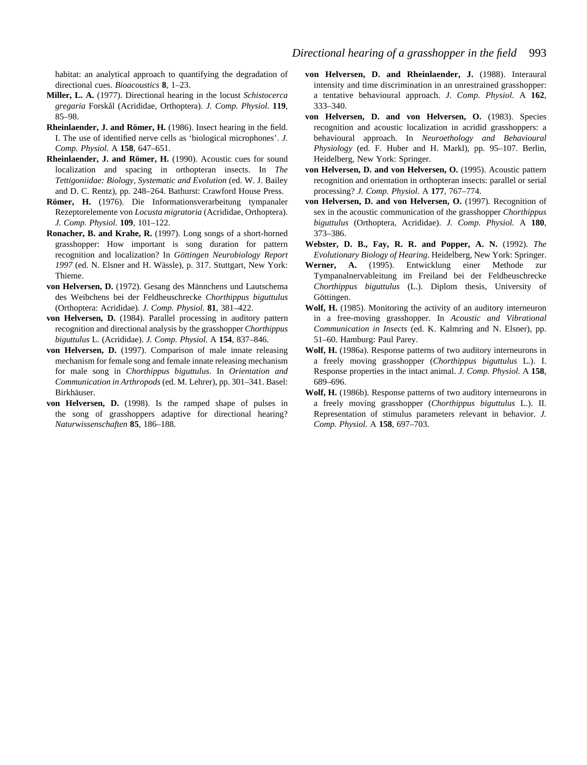habitat: an analytical approach to quantifying the degradation of directional cues. *Bioacoustics* **8**, 1–23.

**Miller, L. A.** (1977). Directional hearing in the locust *Schistocerca gregaria* Forskål (Acrididae, Orthoptera). *J. Comp. Physiol.* **119**, 85–98.

**Rheinlaender, J. and Römer, H.** (1986). Insect hearing in the field. I. The use of identified nerve cells as 'biological microphones'. *J. Comp. Physiol.* A **158**, 647–651.

**Rheinlaender, J. and Römer, H.** (1990). Acoustic cues for sound localization and spacing in orthopteran insects. In *The Tettigoniidae: Biology, Systematic and Evolution* (ed. W. J. Bailey and D. C. Rentz), pp. 248–264. Bathurst: Crawford House Press.

**Römer, H.** (1976). Die Informationsverarbeitung tympanaler Rezeptorelemente von *Locusta migratoria* (Acrididae, Orthoptera). *J. Comp. Physiol.* **109**, 101–122.

**Ronacher, B. and Krahe, R.** (1997). Long songs of a short-horned grasshopper: How important is song duration for pattern recognition and localization? In *Göttingen Neurobiology Report 1997* (ed. N. Elsner and H. Wässle), p. 317. Stuttgart, New York: Thieme.

**von Helversen, D.** (1972). Gesang des Männchens und Lautschema des Weibchens bei der Feldheuschrecke *Chorthippus biguttulus* (Orthoptera: Acrididae). *J. Comp. Physiol.* **81**, 381–422.

**von Helversen, D.** (1984). Parallel processing in auditory pattern recognition and directional analysis by the grasshopper *Chorthippus biguttulus* L. (Acrididae). *J. Comp. Physiol.* A **154**, 837–846.

**von Helversen, D.** (1997). Comparison of male innate releasing mechanism for female song and female innate releasing mechanism for male song in *Chorthippus biguttulus*. In *Orientation and Communication in Arthropods* (ed. M. Lehrer), pp. 301–341. Basel: Birkhäuser.

**von Helversen, D.** (1998). Is the ramped shape of pulses in the song of grasshoppers adaptive for directional hearing? *Naturwissenschaften* **85**, 186–188.

**von Helversen, D. and Rheinlaender, J.** (1988). Interaural intensity and time discrimination in an unrestrained grasshopper: a tentative behavioural approach. *J. Comp. Physiol.* A **162**, 333–340.

**von Helversen, D. and von Helversen, O.** (1983). Species recognition and acoustic localization in acridid grasshoppers: a behavioural approach. In *Neuroethology and Behavioural Physiology* (ed. F. Huber and H. Markl), pp. 95–107. Berlin, Heidelberg, New York: Springer.

**von Helversen, D. and von Helversen, O.** (1995). Acoustic pattern recognition and orientation in orthopteran insects: parallel or serial processing? *J. Comp. Physiol.* A **177**, 767–774.

**von Helversen, D. and von Helversen, O.** (1997). Recognition of sex in the acoustic communication of the grasshopper *Chorthippus biguttulus* (Orthoptera, Acrididae). *J. Comp. Physiol.* A **180**, 373–386.

**Webster, D. B., Fay, R. R. and Popper, A. N.** (1992). *The Evolutionary Biology of Hearing*. Heidelberg, New York: Springer.

**Werner, A.** (1995). Entwicklung einer Methode zur Tympanalnervableitung im Freiland bei der Feldheuschrecke *Chorthippus biguttulus* (L.). Diplom thesis, University of Göttingen.

**Wolf, H.** (1985). Monitoring the activity of an auditory interneuron in a free-moving grasshopper. In *Acoustic and Vibrational Communication in Insects* (ed. K. Kalmring and N. Elsner), pp. 51–60. Hamburg: Paul Parey.

**Wolf, H.** (1986a). Response patterns of two auditory interneurons in a freely moving grasshopper (*Chorthippus biguttulus* L.). I. Response properties in the intact animal. *J. Comp. Physiol.* A **158**, 689–696.

**Wolf, H.** (1986b). Response patterns of two auditory interneurons in a freely moving grasshopper (*Chorthippus biguttulus* L.). II. Representation of stimulus parameters relevant in behavior. *J. Comp. Physiol.* A **158**, 697–703.